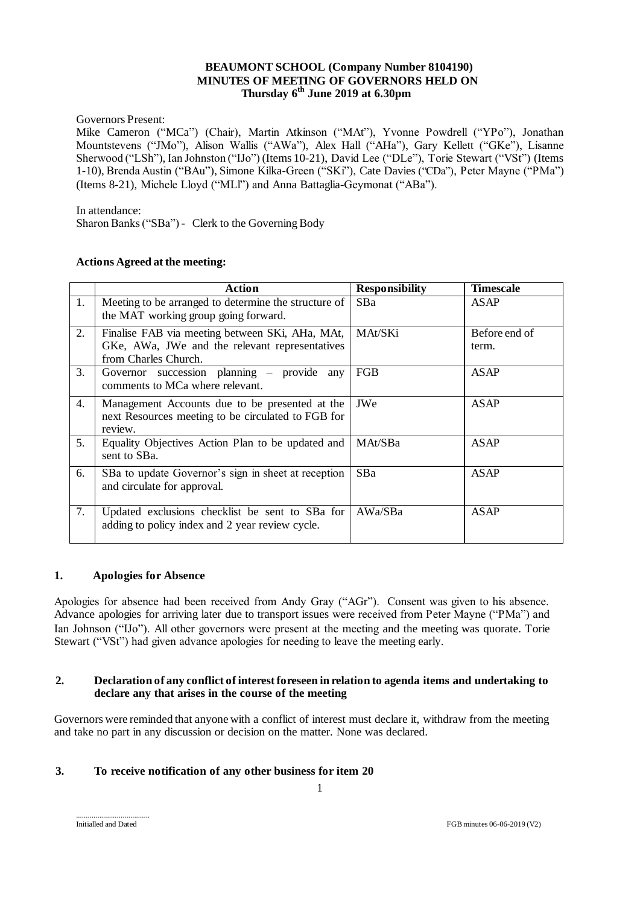**BEAUMONT SCHOOL (Company Number 8104190)**
**MINUTES OF MEETING OF GOVERNORS HELD ON**
**Thursday 6th June 2019 at 6.30pm**

Governors Present:
Mike Cameron ("MCa") (Chair), Martin Atkinson ("MAt"), Yvonne Powdrell ("YPo"), Jonathan Mountstevens ("JMo"), Alison Wallis ("AWa"), Alex Hall ("AHa"), Gary Kellett ("GKe"), Lisanne Sherwood ("LSh"), Ian Johnston ("IJo") (Items 10-21), David Lee ("DLe"), Torie Stewart ("VSt") (Items 1-10), Brenda Austin ("BAu"), Simone Kilka-Green ("SKi"), Cate Davies ("CDa"), Peter Mayne ("PMa") (Items 8-21), Michele Lloyd ("MLl") and Anna Battaglia-Geymonat ("ABa").

In attendance:
Sharon Banks ("SBa") - Clerk to the Governing Body

**Actions Agreed at the meeting:**

| | **Action** | **Responsibility** | **Timescale** |
|---|---|---|---|
| 1. | Meeting to be arranged to determine the structure of the MAT working group going forward. | SBa | ASAP |
| 2. | Finalise FAB via meeting between SKi, AHa, MAt, GKe, AWa, JWe and the relevant representatives from Charles Church. | MAt/SKi | Before end of term. |
| 3. | Governor succession planning – provide any comments to MCa where relevant. | FGB | ASAP |
| 4. | Management Accounts due to be presented at the next Resources meeting to be circulated to FGB for review. | JWe | ASAP |
| 5. | Equality Objectives Action Plan to be updated and sent to SBa. | MAt/SBa | ASAP |
| 6. | SBa to update Governor's sign in sheet at reception and circulate for approval. | SBa | ASAP |
| 7. | Updated exclusions checklist be sent to SBa for adding to policy index and 2 year review cycle. | AWa/SBa | ASAP |

## 1. Apologies for Absence

Apologies for absence had been received from Andy Gray ("AGr"). Consent was given to his absence. Advance apologies for arriving later due to transport issues were received from Peter Mayne ("PMa") and Ian Johnson ("IJo"). All other governors were present at the meeting and the meeting was quorate. Torie Stewart ("VSt") had given advance apologies for needing to leave the meeting early.

## 2. Declaration of any conflict of interest foreseen in relation to agenda items and undertaking to declare any that arises in the course of the meeting

Governors were reminded that anyone with a conflict of interest must declare it, withdraw from the meeting and take no part in any discussion or decision on the matter. None was declared.

## 3. To receive notification of any other business for item 20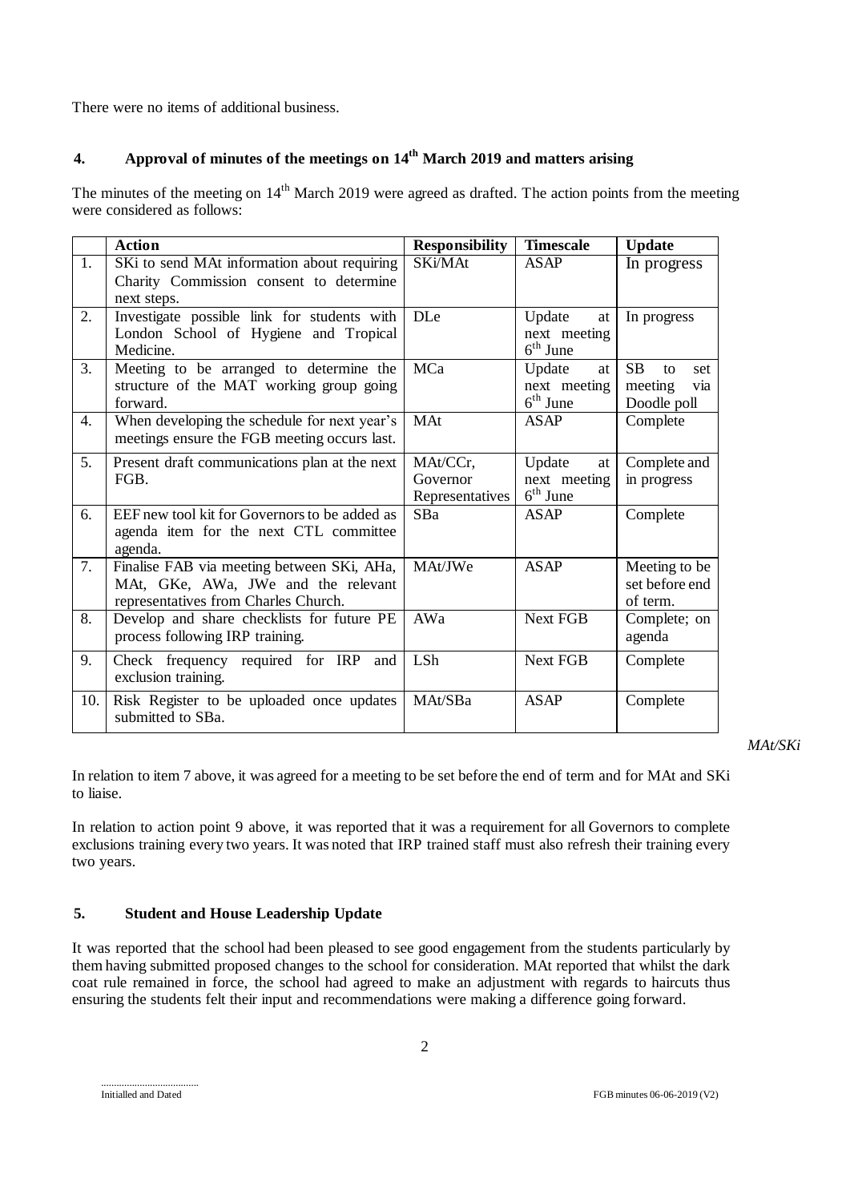There were no items of additional business.

## 4. Approval of minutes of the meetings on 14th March 2019 and matters arising

The minutes of the meeting on 14th March 2019 were agreed as drafted. The action points from the meeting were considered as follows:

| | Action | Responsibility | Timescale | Update |
|---|---|---|---|---|
| 1. | SKi to send MAt information about requiring Charity Commission consent to determine next steps. | SKi/MAt | ASAP | In progress |
| 2. | Investigate possible link for students with London School of Hygiene and Tropical Medicine. | DLe | Update at next meeting 6th June | In progress |
| 3. | Meeting to be arranged to determine the structure of the MAT working group going forward. | MCa | Update at next meeting 6th June | SB to set meeting via Doodle poll |
| 4. | When developing the schedule for next year's meetings ensure the FGB meeting occurs last. | MAt | ASAP | Complete |
| 5. | Present draft communications plan at the next FGB. | MAt/CCr, Governor Representatives | Update at next meeting 6th June | Complete and in progress |
| 6. | EEF new tool kit for Governors to be added as agenda item for the next CTL committee agenda. | SBa | ASAP | Complete |
| 7. | Finalise FAB via meeting between SKi, AHa, MAt, GKe, AWa, JWe and the relevant representatives from Charles Church. | MAt/JWe | ASAP | Meeting to be set before end of term. |
| 8. | Develop and share checklists for future PE process following IRP training. | AWa | Next FGB | Complete; on agenda |
| 9. | Check frequency required for IRP and exclusion training. | LSh | Next FGB | Complete |
| 10. | Risk Register to be uploaded once updates submitted to SBa. | MAt/SBa | ASAP | Complete |

*MAt/SKi*

In relation to item 7 above, it was agreed for a meeting to be set before the end of term and for MAt and SKi to liaise.

In relation to action point 9 above, it was reported that it was a requirement for all Governors to complete exclusions training every two years. It was noted that IRP trained staff must also refresh their training every two years.

## 5. Student and House Leadership Update

It was reported that the school had been pleased to see good engagement from the students particularly by them having submitted proposed changes to the school for consideration. MAt reported that whilst the dark coat rule remained in force, the school had agreed to make an adjustment with regards to haircuts thus ensuring the students felt their input and recommendations were making a difference going forward.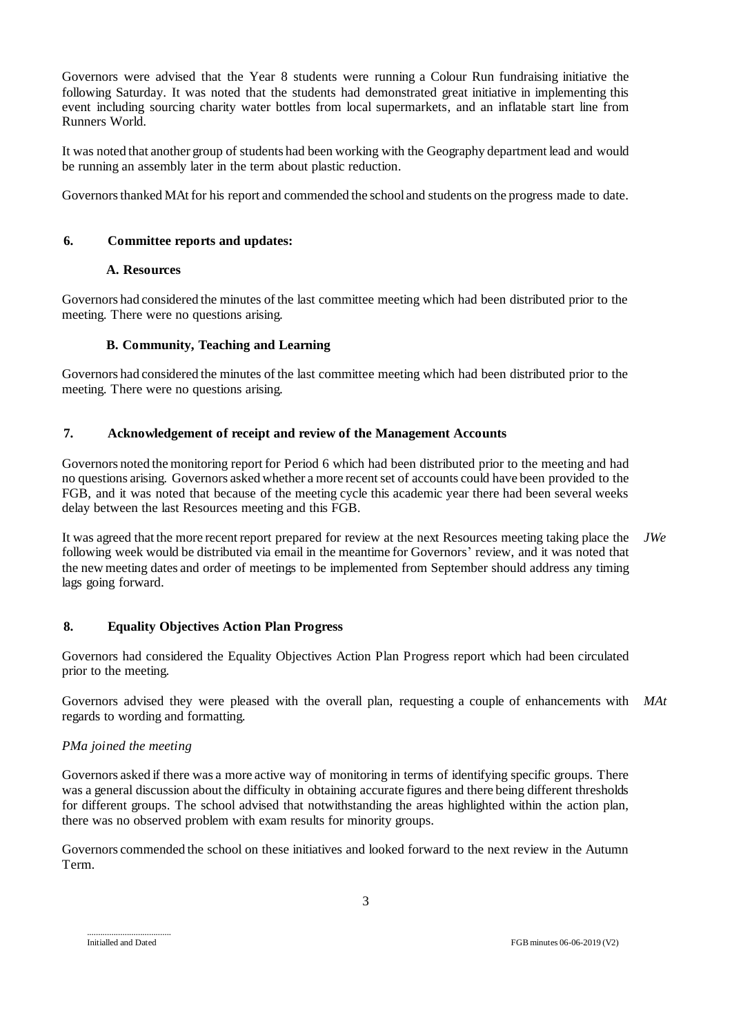Governors were advised that the Year 8 students were running a Colour Run fundraising initiative the following Saturday. It was noted that the students had demonstrated great initiative in implementing this event including sourcing charity water bottles from local supermarkets, and an inflatable start line from Runners World.

It was noted that another group of students had been working with the Geography department lead and would be running an assembly later in the term about plastic reduction.

Governors thanked MAt for his report and commended the school and students on the progress made to date.

## 6. Committee reports and updates:

### A. Resources

Governors had considered the minutes of the last committee meeting which had been distributed prior to the meeting. There were no questions arising.

### B. Community, Teaching and Learning

Governors had considered the minutes of the last committee meeting which had been distributed prior to the meeting. There were no questions arising.

## 7. Acknowledgement of receipt and review of the Management Accounts

Governors noted the monitoring report for Period 6 which had been distributed prior to the meeting and had no questions arising. Governors asked whether a more recent set of accounts could have been provided to the FGB, and it was noted that because of the meeting cycle this academic year there had been several weeks delay between the last Resources meeting and this FGB.

It was agreed that the more recent report prepared for review at the next Resources meeting taking place the following week would be distributed via email in the meantime for Governors' review, and it was noted that the new meeting dates and order of meetings to be implemented from September should address any timing lags going forward. *JWe*

## 8. Equality Objectives Action Plan Progress

Governors had considered the Equality Objectives Action Plan Progress report which had been circulated prior to the meeting.

Governors advised they were pleased with the overall plan, requesting a couple of enhancements with regards to wording and formatting. *MAt*

*PMa joined the meeting*

Governors asked if there was a more active way of monitoring in terms of identifying specific groups. There was a general discussion about the difficulty in obtaining accurate figures and there being different thresholds for different groups. The school advised that notwithstanding the areas highlighted within the action plan, there was no observed problem with exam results for minority groups.

Governors commended the school on these initiatives and looked forward to the next review in the Autumn Term.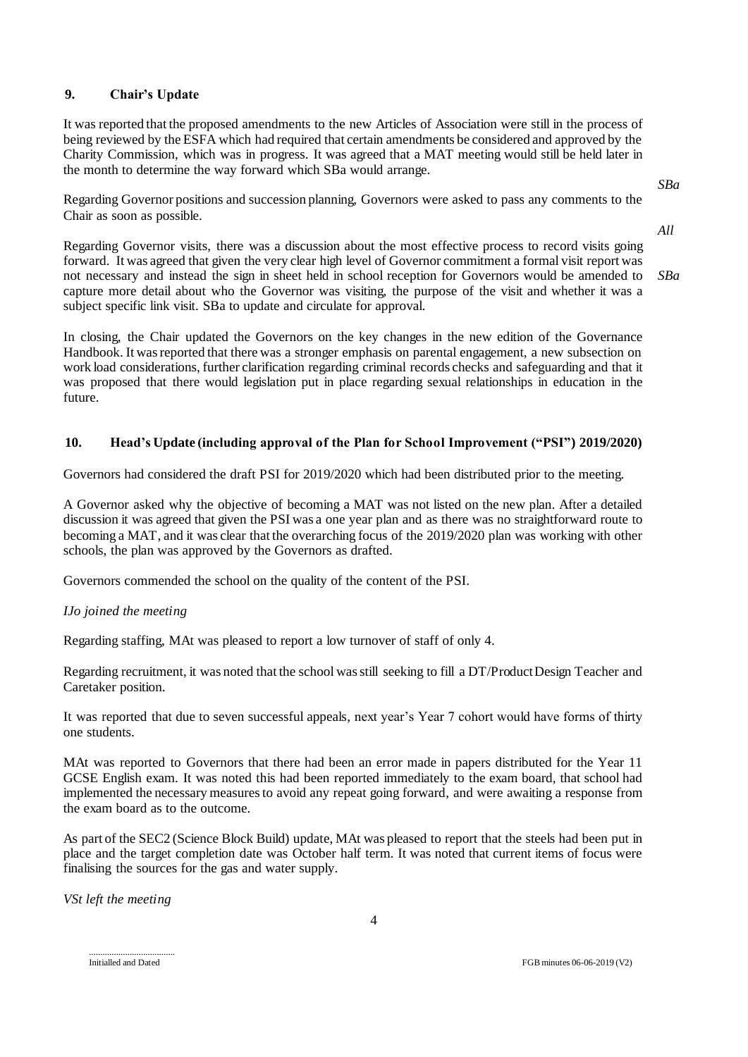## 9. Chair's Update

It was reported that the proposed amendments to the new Articles of Association were still in the process of being reviewed by the ESFA which had required that certain amendments be considered and approved by the Charity Commission, which was in progress. It was agreed that a MAT meeting would still be held later in the month to determine the way forward which SBa would arrange. *SBa*

Regarding Governor positions and succession planning, Governors were asked to pass any comments to the Chair as soon as possible. *All*

Regarding Governor visits, there was a discussion about the most effective process to record visits going forward. It was agreed that given the very clear high level of Governor commitment a formal visit report was not necessary and instead the sign in sheet held in school reception for Governors would be amended to capture more detail about who the Governor was visiting, the purpose of the visit and whether it was a subject specific link visit. SBa to update and circulate for approval. *SBa*

In closing, the Chair updated the Governors on the key changes in the new edition of the Governance Handbook. It was reported that there was a stronger emphasis on parental engagement, a new subsection on work load considerations, further clarification regarding criminal records checks and safeguarding and that it was proposed that there would legislation put in place regarding sexual relationships in education in the future.

## 10. Head's Update (including approval of the Plan for School Improvement ("PSI") 2019/2020)

Governors had considered the draft PSI for 2019/2020 which had been distributed prior to the meeting.

A Governor asked why the objective of becoming a MAT was not listed on the new plan. After a detailed discussion it was agreed that given the PSI was a one year plan and as there was no straightforward route to becoming a MAT, and it was clear that the overarching focus of the 2019/2020 plan was working with other schools, the plan was approved by the Governors as drafted.

Governors commended the school on the quality of the content of the PSI.

*IJo joined the meeting*

Regarding staffing, MAt was pleased to report a low turnover of staff of only 4.

Regarding recruitment, it was noted that the school was still seeking to fill a DT/Product Design Teacher and Caretaker position.

It was reported that due to seven successful appeals, next year's Year 7 cohort would have forms of thirty one students.

MAt was reported to Governors that there had been an error made in papers distributed for the Year 11 GCSE English exam. It was noted this had been reported immediately to the exam board, that school had implemented the necessary measures to avoid any repeat going forward, and were awaiting a response from the exam board as to the outcome.

As part of the SEC2 (Science Block Build) update, MAt was pleased to report that the steels had been put in place and the target completion date was October half term. It was noted that current items of focus were finalising the sources for the gas and water supply.

*VSt left the meeting*

......................................
Initialled and Dated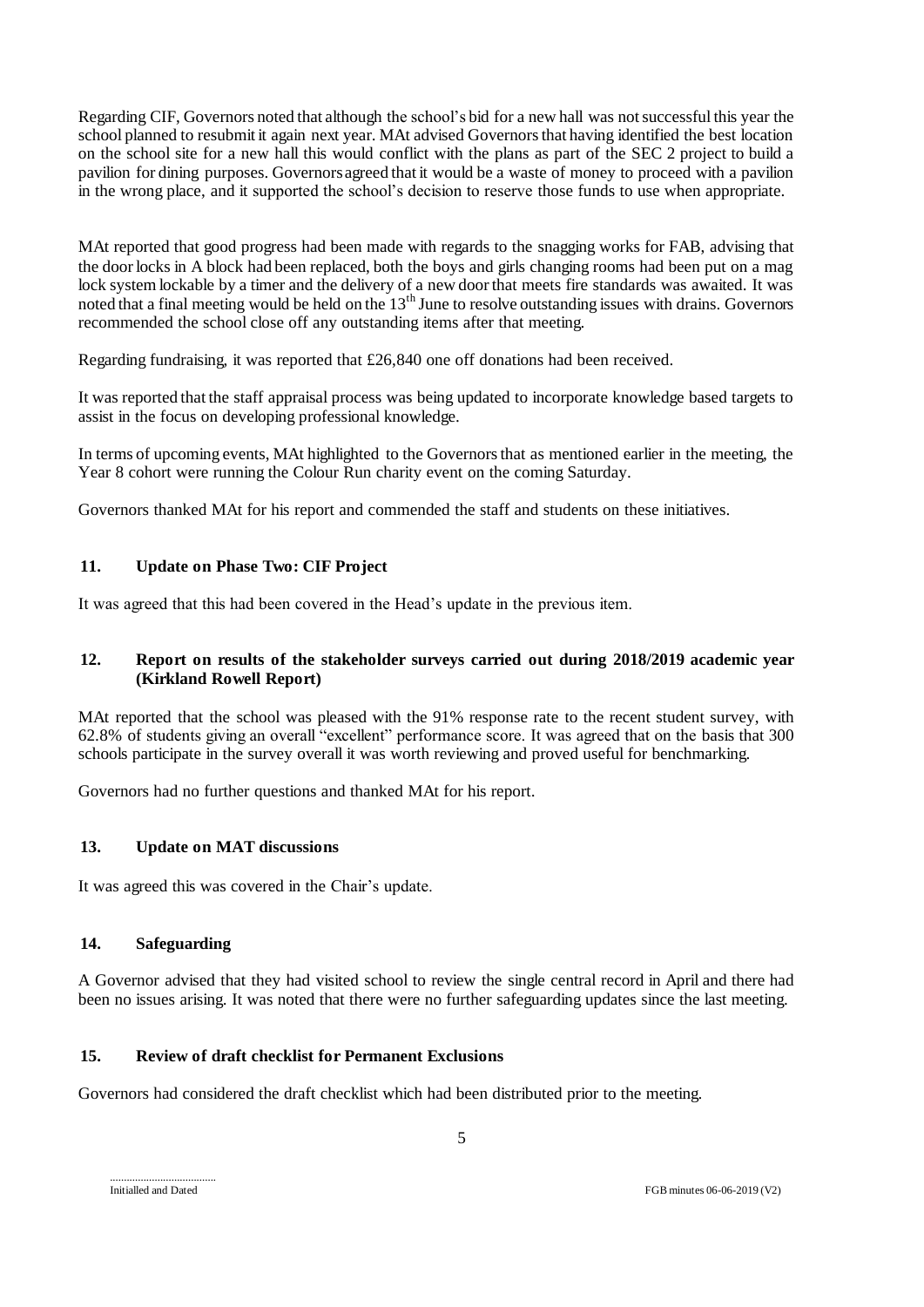Regarding CIF, Governors noted that although the school's bid for a new hall was not successful this year the school planned to resubmit it again next year. MAt advised Governors that having identified the best location on the school site for a new hall this would conflict with the plans as part of the SEC 2 project to build a pavilion for dining purposes. Governors agreed that it would be a waste of money to proceed with a pavilion in the wrong place, and it supported the school's decision to reserve those funds to use when appropriate.

MAt reported that good progress had been made with regards to the snagging works for FAB, advising that the door locks in A block had been replaced, both the boys and girls changing rooms had been put on a mag lock system lockable by a timer and the delivery of a new door that meets fire standards was awaited. It was noted that a final meeting would be held on the 13th June to resolve outstanding issues with drains. Governors recommended the school close off any outstanding items after that meeting.

Regarding fundraising, it was reported that £26,840 one off donations had been received.

It was reported that the staff appraisal process was being updated to incorporate knowledge based targets to assist in the focus on developing professional knowledge.

In terms of upcoming events, MAt highlighted to the Governors that as mentioned earlier in the meeting, the Year 8 cohort were running the Colour Run charity event on the coming Saturday.

Governors thanked MAt for his report and commended the staff and students on these initiatives.

## 11. Update on Phase Two: CIF Project

It was agreed that this had been covered in the Head's update in the previous item.

## 12. Report on results of the stakeholder surveys carried out during 2018/2019 academic year (Kirkland Rowell Report)

MAt reported that the school was pleased with the 91% response rate to the recent student survey, with 62.8% of students giving an overall "excellent" performance score. It was agreed that on the basis that 300 schools participate in the survey overall it was worth reviewing and proved useful for benchmarking.

Governors had no further questions and thanked MAt for his report.

## 13. Update on MAT discussions

It was agreed this was covered in the Chair's update.

## 14. Safeguarding

A Governor advised that they had visited school to review the single central record in April and there had been no issues arising. It was noted that there were no further safeguarding updates since the last meeting.

## 15. Review of draft checklist for Permanent Exclusions

Governors had considered the draft checklist which had been distributed prior to the meeting.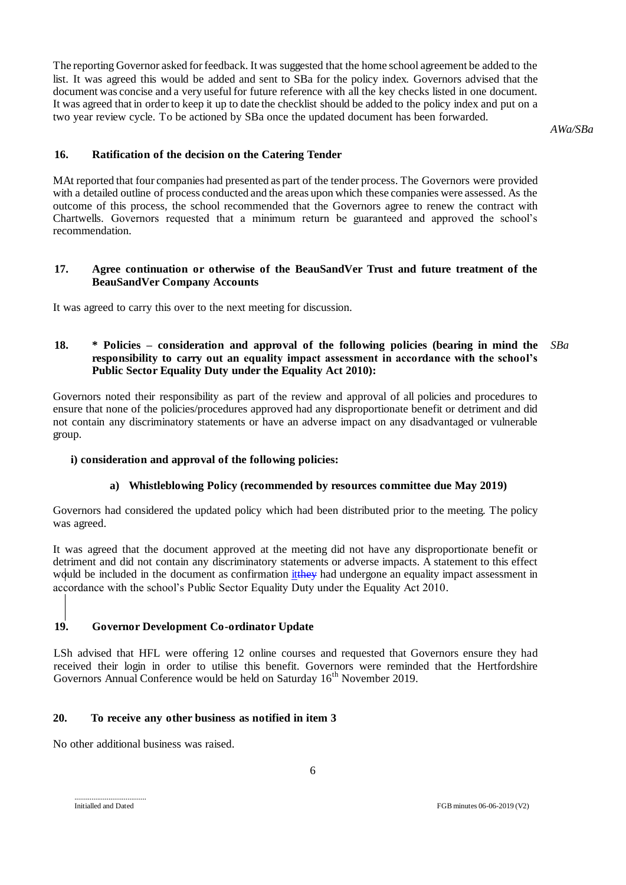The reporting Governor asked for feedback. It was suggested that the home school agreement be added to the list. It was agreed this would be added and sent to SBa for the policy index. Governors advised that the document was concise and a very useful for future reference with all the key checks listed in one document. It was agreed that in order to keep it up to date the checklist should be added to the policy index and put on a two year review cycle. To be actioned by SBa once the updated document has been forwarded.

*AWa/SBa*

### 16. Ratification of the decision on the Catering Tender

MAt reported that four companies had presented as part of the tender process. The Governors were provided with a detailed outline of process conducted and the areas upon which these companies were assessed. As the outcome of this process, the school recommended that the Governors agree to renew the contract with Chartwells. Governors requested that a minimum return be guaranteed and approved the school's recommendation.

### 17. Agree continuation or otherwise of the BeauSandVer Trust and future treatment of the BeauSandVer Company Accounts

It was agreed to carry this over to the next meeting for discussion.

### 18. * Policies – consideration and approval of the following policies (bearing in mind the responsibility to carry out an equality impact assessment in accordance with the school's Public Sector Equality Duty under the Equality Act 2010):

*SBa*

Governors noted their responsibility as part of the review and approval of all policies and procedures to ensure that none of the policies/procedures approved had any disproportionate benefit or detriment and did not contain any discriminatory statements or have an adverse impact on any disadvantaged or vulnerable group.

**i) consideration and approval of the following policies:**

**a) Whistleblowing Policy (recommended by resources committee due May 2019)**

Governors had considered the updated policy which had been distributed prior to the meeting. The policy was agreed.

It was agreed that the document approved at the meeting did not have any disproportionate benefit or detriment and did not contain any discriminatory statements or adverse impacts. A statement to this effect would be included in the document as confirmation it~~they~~ had undergone an equality impact assessment in accordance with the school's Public Sector Equality Duty under the Equality Act 2010.

### 19. Governor Development Co-ordinator Update

LSh advised that HFL were offering 12 online courses and requested that Governors ensure they had received their login in order to utilise this benefit. Governors were reminded that the Hertfordshire Governors Annual Conference would be held on Saturday 16th November 2019.

### 20. To receive any other business as notified in item 3

No other additional business was raised.

.....................................
Initialled and Dated

FGB minutes 06-06-2019 (V2)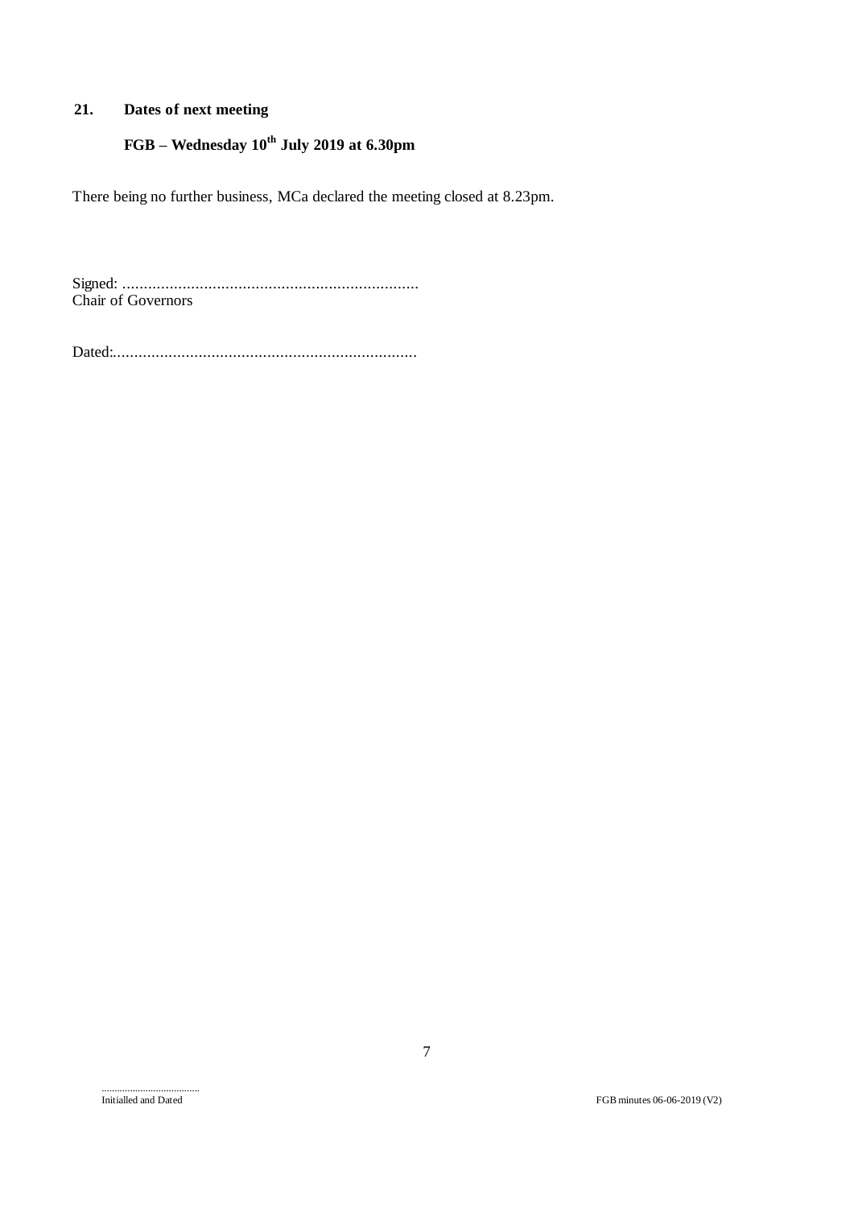**21. Dates of next meeting**

**FGB – Wednesday 10th July 2019 at 6.30pm**

There being no further business, MCa declared the meeting closed at 8.23pm.

Signed: .....................................................................
Chair of Governors

Dated:.......................................................................